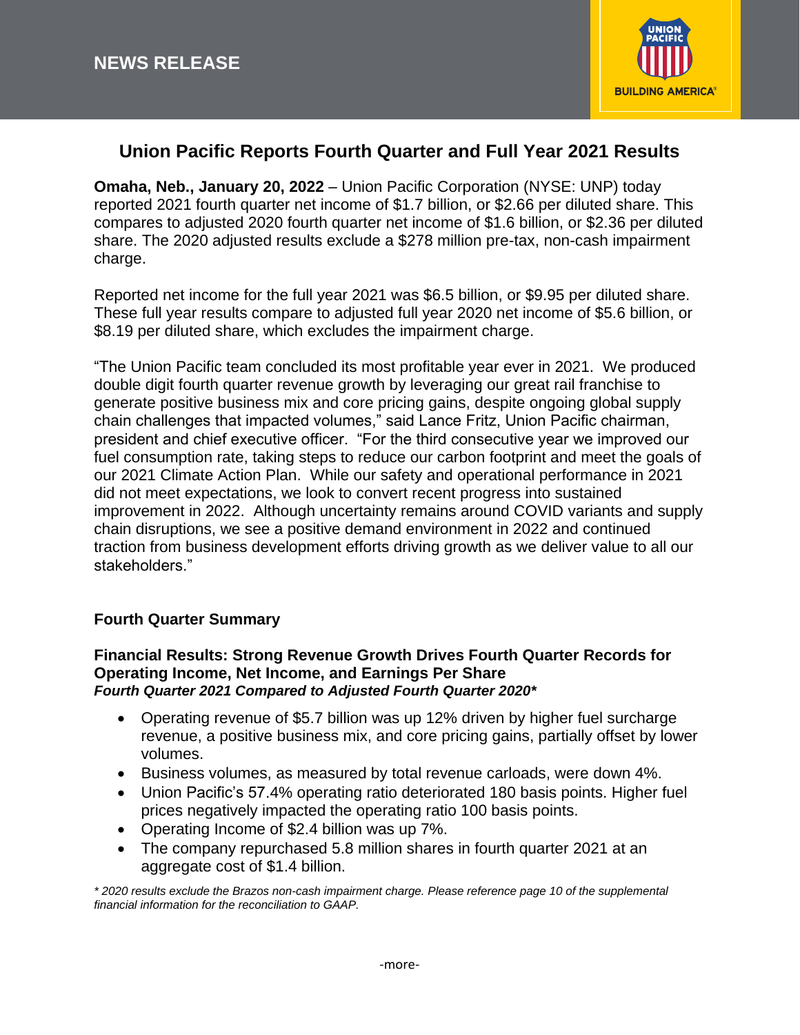**NEWS RELEASE**

# Union Pacific Reports Fourth Quarter and Full Year 2021 Results

**Omaha, Neb., January 20, 2022** – Union Pacific Corporation (NYSE: UNP) today reported 2021 fourth quarter net income of $1.7 billion, or $2.66 per diluted share. This compares to adjusted 2020 fourth quarter net income of $1.6 billion, or $2.36 per diluted share. The 2020 adjusted results exclude a $278 million pre-tax, non-cash impairment charge.

Reported net income for the full year 2021 was $6.5 billion, or $9.95 per diluted share. These full year results compare to adjusted full year 2020 net income of $5.6 billion, or $8.19 per diluted share, which excludes the impairment charge.

"The Union Pacific team concluded its most profitable year ever in 2021. We produced double digit fourth quarter revenue growth by leveraging our great rail franchise to generate positive business mix and core pricing gains, despite ongoing global supply chain challenges that impacted volumes," said Lance Fritz, Union Pacific chairman, president and chief executive officer. "For the third consecutive year we improved our fuel consumption rate, taking steps to reduce our carbon footprint and meet the goals of our 2021 Climate Action Plan. While our safety and operational performance in 2021 did not meet expectations, we look to convert recent progress into sustained improvement in 2022. Although uncertainty remains around COVID variants and supply chain disruptions, we see a positive demand environment in 2022 and continued traction from business development efforts driving growth as we deliver value to all our stakeholders."

## Fourth Quarter Summary

### Financial Results: Strong Revenue Growth Drives Fourth Quarter Records for Operating Income, Net Income, and Earnings Per Share

***Fourth Quarter 2021 Compared to Adjusted Fourth Quarter 2020****

- Operating revenue of $5.7 billion was up 12% driven by higher fuel surcharge revenue, a positive business mix, and core pricing gains, partially offset by lower volumes.
- Business volumes, as measured by total revenue carloads, were down 4%.
- Union Pacific's 57.4% operating ratio deteriorated 180 basis points. Higher fuel prices negatively impacted the operating ratio 100 basis points.
- Operating Income of $2.4 billion was up 7%.
- The company repurchased 5.8 million shares in fourth quarter 2021 at an aggregate cost of $1.4 billion.

*\* 2020 results exclude the Brazos non-cash impairment charge. Please reference page 10 of the supplemental financial information for the reconciliation to GAAP.*

-more-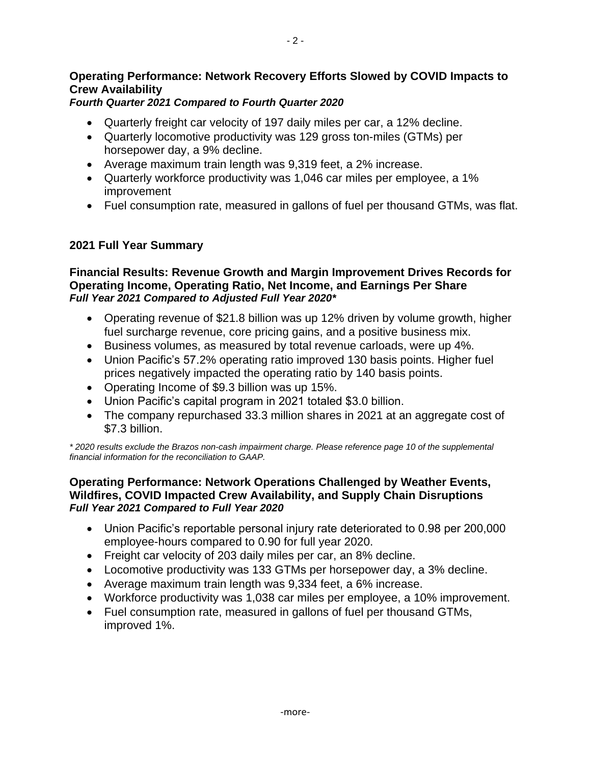### Operating Performance: Network Recovery Efforts Slowed by COVID Impacts to Crew Availability

***Fourth Quarter 2021 Compared to Fourth Quarter 2020***

- Quarterly freight car velocity of 197 daily miles per car, a 12% decline.
- Quarterly locomotive productivity was 129 gross ton-miles (GTMs) per horsepower day, a 9% decline.
- Average maximum train length was 9,319 feet, a 2% increase.
- Quarterly workforce productivity was 1,046 car miles per employee, a 1% improvement
- Fuel consumption rate, measured in gallons of fuel per thousand GTMs, was flat.

## 2021 Full Year Summary

### Financial Results: Revenue Growth and Margin Improvement Drives Records for Operating Income, Operating Ratio, Net Income, and Earnings Per Share

***Full Year 2021 Compared to Adjusted Full Year 2020****

- Operating revenue of $21.8 billion was up 12% driven by volume growth, higher fuel surcharge revenue, core pricing gains, and a positive business mix.
- Business volumes, as measured by total revenue carloads, were up 4%.
- Union Pacific's 57.2% operating ratio improved 130 basis points. Higher fuel prices negatively impacted the operating ratio by 140 basis points.
- Operating Income of $9.3 billion was up 15%.
- Union Pacific's capital program in 2021 totaled $3.0 billion.
- The company repurchased 33.3 million shares in 2021 at an aggregate cost of $7.3 billion.

*\* 2020 results exclude the Brazos non-cash impairment charge. Please reference page 10 of the supplemental financial information for the reconciliation to GAAP.*

### Operating Performance: Network Operations Challenged by Weather Events, Wildfires, COVID Impacted Crew Availability, and Supply Chain Disruptions

***Full Year 2021 Compared to Full Year 2020***

- Union Pacific's reportable personal injury rate deteriorated to 0.98 per 200,000 employee-hours compared to 0.90 for full year 2020.
- Freight car velocity of 203 daily miles per car, an 8% decline.
- Locomotive productivity was 133 GTMs per horsepower day, a 3% decline.
- Average maximum train length was 9,334 feet, a 6% increase.
- Workforce productivity was 1,038 car miles per employee, a 10% improvement.
- Fuel consumption rate, measured in gallons of fuel per thousand GTMs, improved 1%.

-more-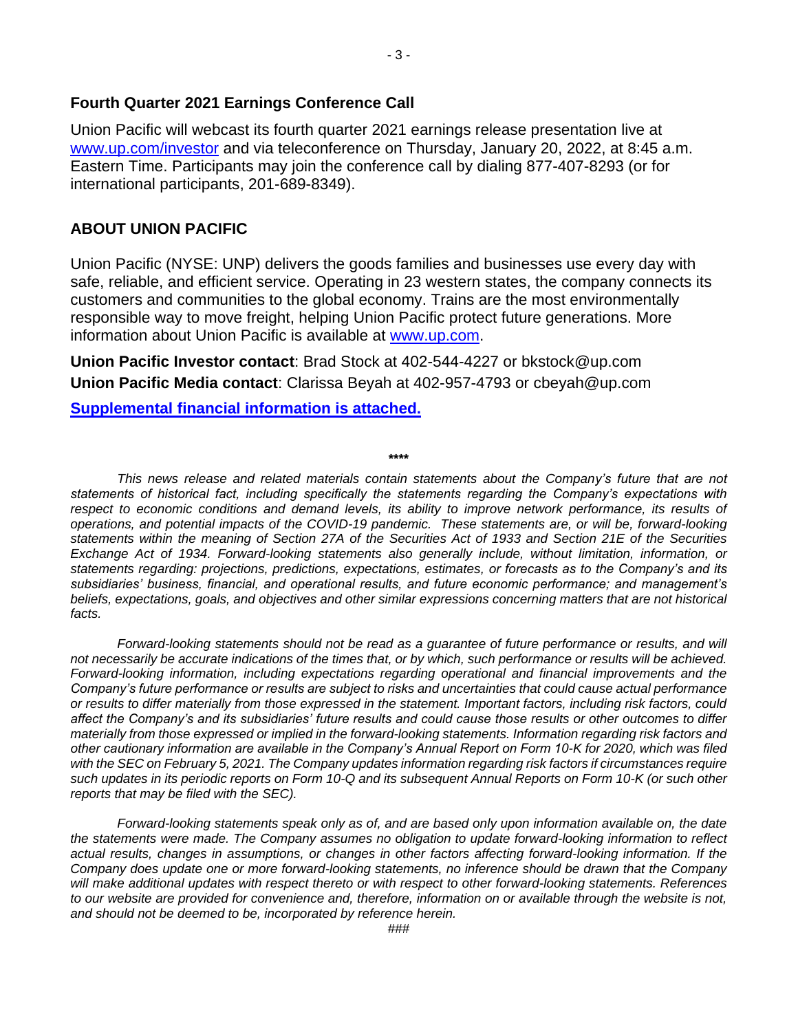## Fourth Quarter 2021 Earnings Conference Call

Union Pacific will webcast its fourth quarter 2021 earnings release presentation live at [www.up.com/investor](www.up.com/investor) and via teleconference on Thursday, January 20, 2022, at 8:45 a.m. Eastern Time. Participants may join the conference call by dialing 877-407-8293 (or for international participants, 201-689-8349).

## ABOUT UNION PACIFIC

Union Pacific (NYSE: UNP) delivers the goods families and businesses use every day with safe, reliable, and efficient service. Operating in 23 western states, the company connects its customers and communities to the global economy. Trains are the most environmentally responsible way to move freight, helping Union Pacific protect future generations. More information about Union Pacific is available at [www.up.com](www.up.com).

**Union Pacific Investor contact**: Brad Stock at 402-544-4227 or bkstock@up.com

**Union Pacific Media contact**: Clarissa Beyah at 402-957-4793 or cbeyah@up.com

**Supplemental financial information is attached.**

\*\*\*\*

*This news release and related materials contain statements about the Company's future that are not statements of historical fact, including specifically the statements regarding the Company's expectations with respect to economic conditions and demand levels, its ability to improve network performance, its results of operations, and potential impacts of the COVID-19 pandemic. These statements are, or will be, forward-looking statements within the meaning of Section 27A of the Securities Act of 1933 and Section 21E of the Securities Exchange Act of 1934. Forward-looking statements also generally include, without limitation, information, or statements regarding: projections, predictions, expectations, estimates, or forecasts as to the Company's and its subsidiaries' business, financial, and operational results, and future economic performance; and management's beliefs, expectations, goals, and objectives and other similar expressions concerning matters that are not historical facts.*

*Forward-looking statements should not be read as a guarantee of future performance or results, and will not necessarily be accurate indications of the times that, or by which, such performance or results will be achieved. Forward-looking information, including expectations regarding operational and financial improvements and the Company's future performance or results are subject to risks and uncertainties that could cause actual performance or results to differ materially from those expressed in the statement. Important factors, including risk factors, could affect the Company's and its subsidiaries' future results and could cause those results or other outcomes to differ materially from those expressed or implied in the forward-looking statements. Information regarding risk factors and other cautionary information are available in the Company's Annual Report on Form 10-K for 2020, which was filed with the SEC on February 5, 2021. The Company updates information regarding risk factors if circumstances require such updates in its periodic reports on Form 10-Q and its subsequent Annual Reports on Form 10-K (or such other reports that may be filed with the SEC).*

*Forward-looking statements speak only as of, and are based only upon information available on, the date the statements were made. The Company assumes no obligation to update forward-looking information to reflect actual results, changes in assumptions, or changes in other factors affecting forward-looking information. If the Company does update one or more forward-looking statements, no inference should be drawn that the Company will make additional updates with respect thereto or with respect to other forward-looking statements. References to our website are provided for convenience and, therefore, information on or available through the website is not, and should not be deemed to be, incorporated by reference herein.*

###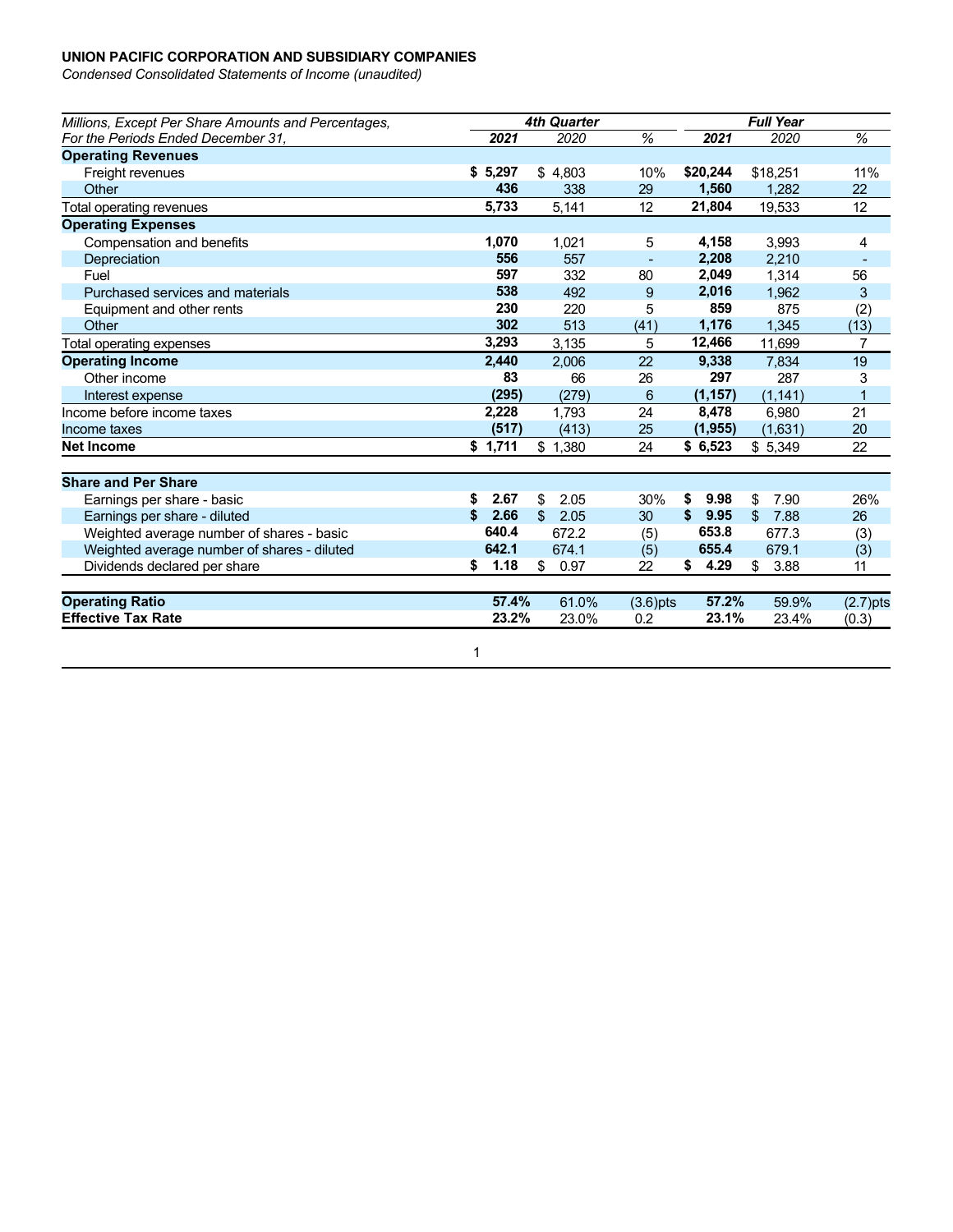**UNION PACIFIC CORPORATION AND SUBSIDIARY COMPANIES**

*Condensed Consolidated Statements of Income (unaudited)*

| *Millions, Except Per Share Amounts and Percentages, For the Periods Ended December 31,* | *4th Quarter* **2021** | *2020* | *%* | *Full Year* **2021** | *2020* | *%* |
|---|---|---|---|---|---|---|
| **Operating Revenues** | | | | | | |
| Freight revenues | **$ 5,297** | $ 4,803 | 10% | **$20,244** | $18,251 | 11% |
| Other | **436** | 338 | 29 | **1,560** | 1,282 | 22 |
| Total operating revenues | **5,733** | 5,141 | 12 | **21,804** | 19,533 | 12 |
| **Operating Expenses** | | | | | | |
| Compensation and benefits | **1,070** | 1,021 | 5 | **4,158** | 3,993 | 4 |
| Depreciation | **556** | 557 | - | **2,208** | 2,210 | - |
| Fuel | **597** | 332 | 80 | **2,049** | 1,314 | 56 |
| Purchased services and materials | **538** | 492 | 9 | **2,016** | 1,962 | 3 |
| Equipment and other rents | **230** | 220 | 5 | **859** | 875 | (2) |
| Other | **302** | 513 | (41) | **1,176** | 1,345 | (13) |
| Total operating expenses | **3,293** | 3,135 | 5 | **12,466** | 11,699 | 7 |
| **Operating Income** | **2,440** | 2,006 | 22 | **9,338** | 7,834 | 19 |
| Other income | **83** | 66 | 26 | **297** | 287 | 3 |
| Interest expense | **(295)** | (279) | 6 | **(1,157)** | (1,141) | 1 |
| Income before income taxes | **2,228** | 1,793 | 24 | **8,478** | 6,980 | 21 |
| Income taxes | **(517)** | (413) | 25 | **(1,955)** | (1,631) | 20 |
| **Net Income** | **$ 1,711** | $ 1,380 | 24 | **$ 6,523** | $ 5,349 | 22 |
| | | | | | | |
| **Share and Per Share** | | | | | | |
| Earnings per share - basic | **$ 2.67** | $ 2.05 | 30% | **$ 9.98** | $ 7.90 | 26% |
| Earnings per share - diluted | **$ 2.66** | $ 2.05 | 30 | **$ 9.95** | $ 7.88 | 26 |
| Weighted average number of shares - basic | **640.4** | 672.2 | (5) | **653.8** | 677.3 | (3) |
| Weighted average number of shares - diluted | **642.1** | 674.1 | (5) | **655.4** | 679.1 | (3) |
| Dividends declared per share | **$ 1.18** | $ 0.97 | 22 | **$ 4.29** | $ 3.88 | 11 |
| | | | | | | |
| **Operating Ratio** | **57.4%** | 61.0% | (3.6)pts | **57.2%** | 59.9% | (2.7)pts |
| **Effective Tax Rate** | **23.2%** | 23.0% | 0.2 | **23.1%** | 23.4% | (0.3) |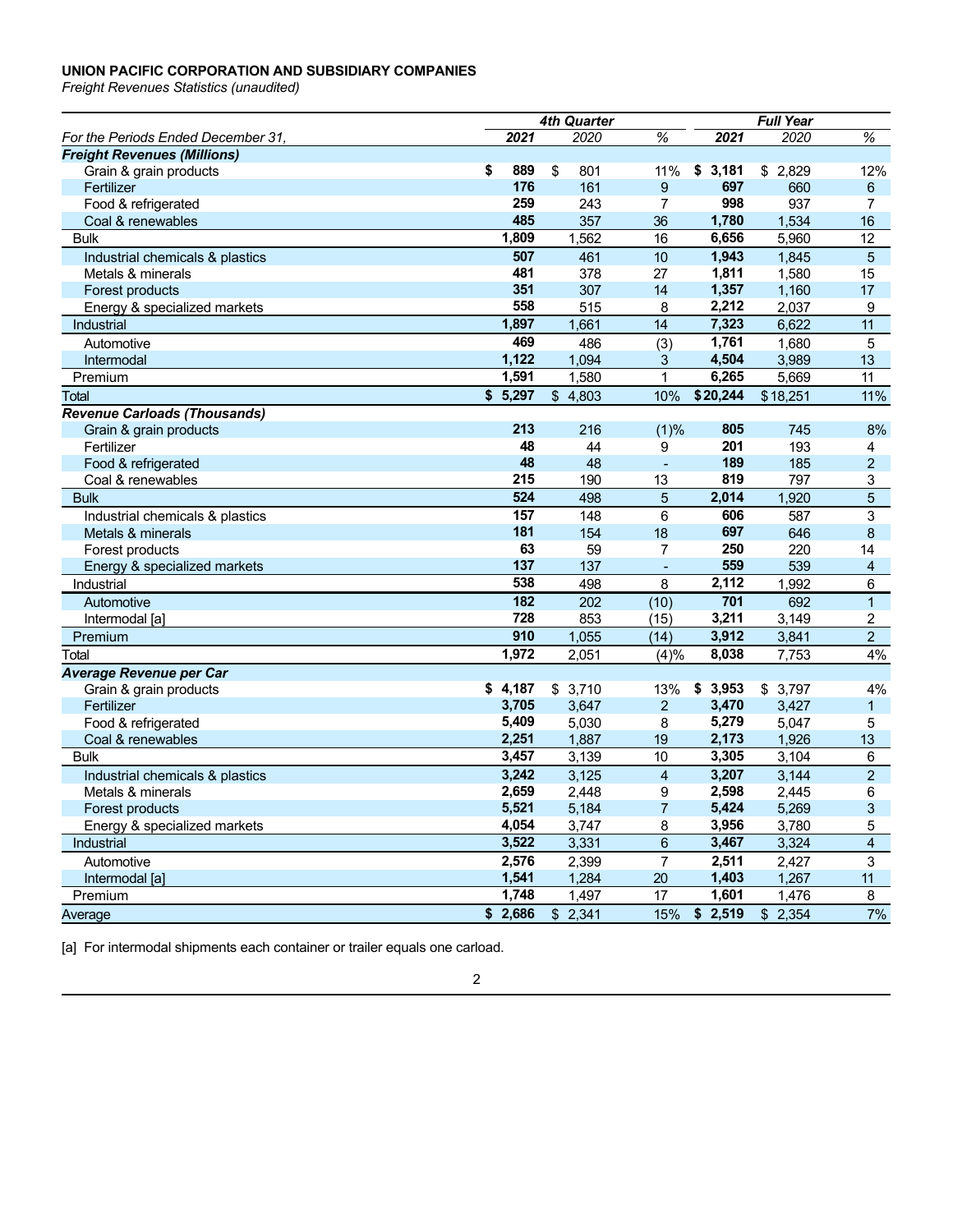**UNION PACIFIC CORPORATION AND SUBSIDIARY COMPANIES**

*Freight Revenues Statistics (unaudited)*

| | *4th Quarter* | | | *Full Year* | | |
|---|---|---|---|---|---|---|
| *For the Periods Ended December 31,* | ***2021*** | *2020* | *%* | ***2021*** | *2020* | *%* |
| ***Freight Revenues (Millions)*** | | | | | | |
| Grain & grain products | **$ 889** | $ 801 | 11% | **$ 3,181** | $ 2,829 | 12% |
| Fertilizer | **176** | 161 | 9 | **697** | 660 | 6 |
| Food & refrigerated | **259** | 243 | 7 | **998** | 937 | 7 |
| Coal & renewables | **485** | 357 | 36 | **1,780** | 1,534 | 16 |
| Bulk | **1,809** | 1,562 | 16 | **6,656** | 5,960 | 12 |
| Industrial chemicals & plastics | **507** | 461 | 10 | **1,943** | 1,845 | 5 |
| Metals & minerals | **481** | 378 | 27 | **1,811** | 1,580 | 15 |
| Forest products | **351** | 307 | 14 | **1,357** | 1,160 | 17 |
| Energy & specialized markets | **558** | 515 | 8 | **2,212** | 2,037 | 9 |
| Industrial | **1,897** | 1,661 | 14 | **7,323** | 6,622 | 11 |
| Automotive | **469** | 486 | (3) | **1,761** | 1,680 | 5 |
| Intermodal | **1,122** | 1,094 | 3 | **4,504** | 3,989 | 13 |
| Premium | **1,591** | 1,580 | 1 | **6,265** | 5,669 | 11 |
| Total | **$ 5,297** | $ 4,803 | 10% | **$ 20,244** | $ 18,251 | 11% |
| ***Revenue Carloads (Thousands)*** | | | | | | |
| Grain & grain products | **213** | 216 | (1)% | **805** | 745 | 8% |
| Fertilizer | **48** | 44 | 9 | **201** | 193 | 4 |
| Food & refrigerated | **48** | 48 | - | **189** | 185 | 2 |
| Coal & renewables | **215** | 190 | 13 | **819** | 797 | 3 |
| Bulk | **524** | 498 | 5 | **2,014** | 1,920 | 5 |
| Industrial chemicals & plastics | **157** | 148 | 6 | **606** | 587 | 3 |
| Metals & minerals | **181** | 154 | 18 | **697** | 646 | 8 |
| Forest products | **63** | 59 | 7 | **250** | 220 | 14 |
| Energy & specialized markets | **137** | 137 | - | **559** | 539 | 4 |
| Industrial | **538** | 498 | 8 | **2,112** | 1,992 | 6 |
| Automotive | **182** | 202 | (10) | **701** | 692 | 1 |
| Intermodal [a] | **728** | 853 | (15) | **3,211** | 3,149 | 2 |
| Premium | **910** | 1,055 | (14) | **3,912** | 3,841 | 2 |
| Total | **1,972** | 2,051 | (4)% | **8,038** | 7,753 | 4% |
| ***Average Revenue per Car*** | | | | | | |
| Grain & grain products | **$ 4,187** | $ 3,710 | 13% | **$ 3,953** | $ 3,797 | 4% |
| Fertilizer | **3,705** | 3,647 | 2 | **3,470** | 3,427 | 1 |
| Food & refrigerated | **5,409** | 5,030 | 8 | **5,279** | 5,047 | 5 |
| Coal & renewables | **2,251** | 1,887 | 19 | **2,173** | 1,926 | 13 |
| Bulk | **3,457** | 3,139 | 10 | **3,305** | 3,104 | 6 |
| Industrial chemicals & plastics | **3,242** | 3,125 | 4 | **3,207** | 3,144 | 2 |
| Metals & minerals | **2,659** | 2,448 | 9 | **2,598** | 2,445 | 6 |
| Forest products | **5,521** | 5,184 | 7 | **5,424** | 5,269 | 3 |
| Energy & specialized markets | **4,054** | 3,747 | 8 | **3,956** | 3,780 | 5 |
| Industrial | **3,522** | 3,331 | 6 | **3,467** | 3,324 | 4 |
| Automotive | **2,576** | 2,399 | 7 | **2,511** | 2,427 | 3 |
| Intermodal [a] | **1,541** | 1,284 | 20 | **1,403** | 1,267 | 11 |
| Premium | **1,748** | 1,497 | 17 | **1,601** | 1,476 | 8 |
| Average | **$ 2,686** | $ 2,341 | 15% | **$ 2,519** | $ 2,354 | 7% |

[a] For intermodal shipments each container or trailer equals one carload.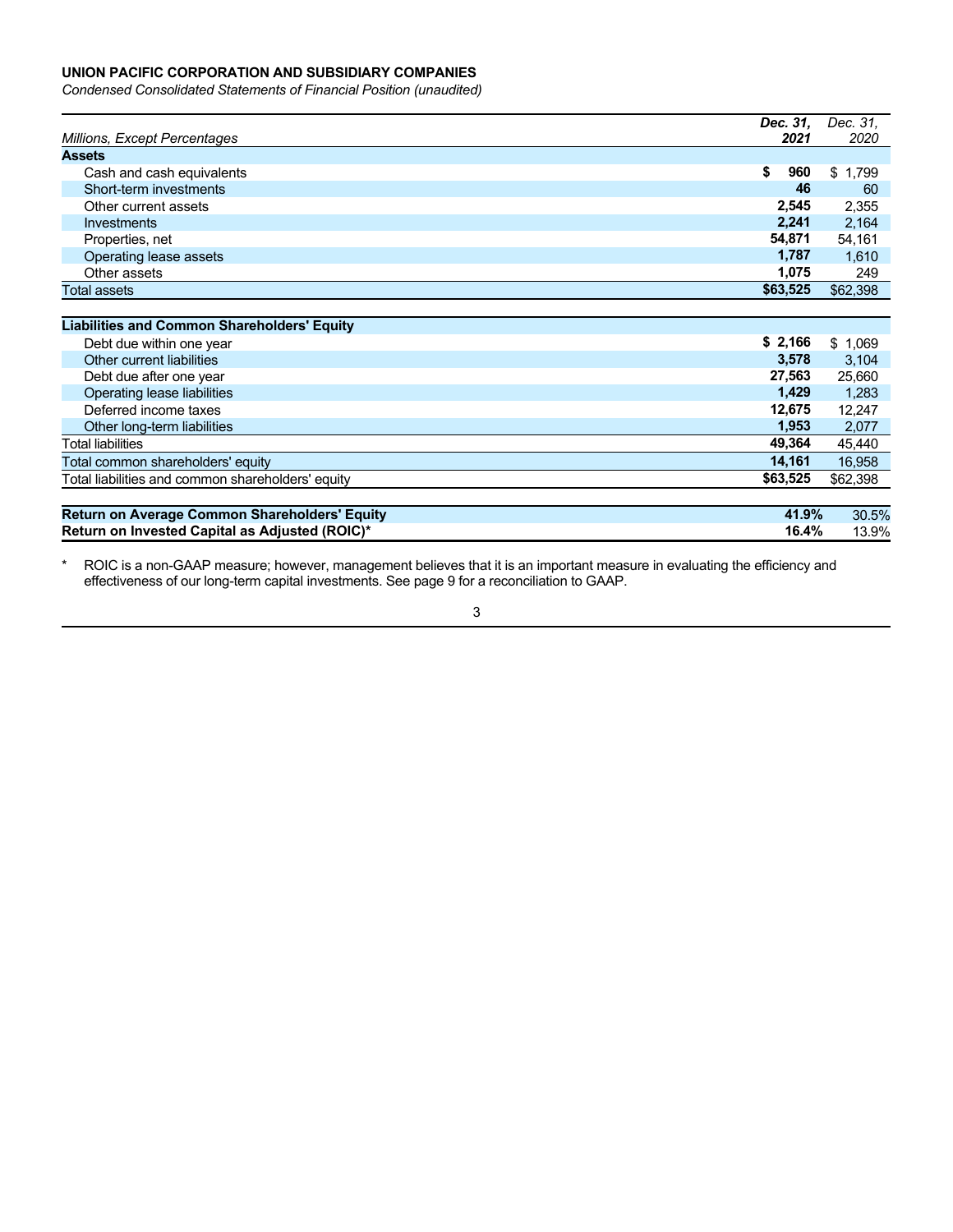**UNION PACIFIC CORPORATION AND SUBSIDIARY COMPANIES**

*Condensed Consolidated Statements of Financial Position (unaudited)*

| *Millions, Except Percentages* | ***Dec. 31, 2021*** | *Dec. 31, 2020* |
|---|---|---|
| **Assets** | | |
| Cash and cash equivalents | **$ 960** | $ 1,799 |
| Short-term investments | **46** | 60 |
| Other current assets | **2,545** | 2,355 |
| Investments | **2,241** | 2,164 |
| Properties, net | **54,871** | 54,161 |
| Operating lease assets | **1,787** | 1,610 |
| Other assets | **1,075** | 249 |
| Total assets | **$63,525** | $62,398 |
| **Liabilities and Common Shareholders' Equity** | | |
| Debt due within one year | **$ 2,166** | $ 1,069 |
| Other current liabilities | **3,578** | 3,104 |
| Debt due after one year | **27,563** | 25,660 |
| Operating lease liabilities | **1,429** | 1,283 |
| Deferred income taxes | **12,675** | 12,247 |
| Other long-term liabilities | **1,953** | 2,077 |
| Total liabilities | **49,364** | 45,440 |
| Total common shareholders' equity | **14,161** | 16,958 |
| Total liabilities and common shareholders' equity | **$63,525** | $62,398 |
| **Return on Average Common Shareholders' Equity** | **41.9%** | 30.5% |
| **Return on Invested Capital as Adjusted (ROIC)*** | **16.4%** | 13.9% |

\* ROIC is a non-GAAP measure; however, management believes that it is an important measure in evaluating the efficiency and effectiveness of our long-term capital investments. See page 9 for a reconciliation to GAAP.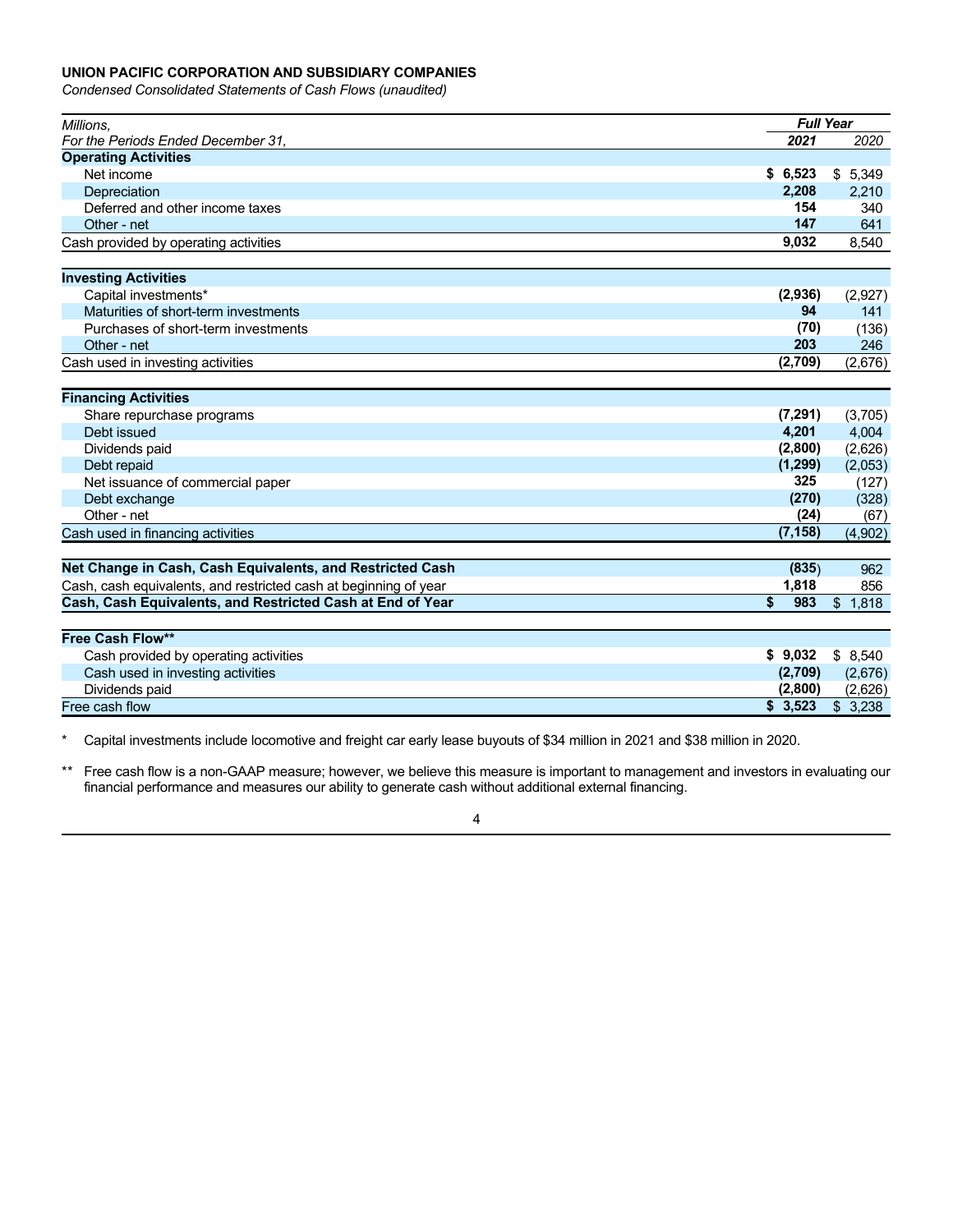**UNION PACIFIC CORPORATION AND SUBSIDIARY COMPANIES**

*Condensed Consolidated Statements of Cash Flows (unaudited)*

| *Millions,* | ***Full Year*** | |
|---|---|---|
| *For the Periods Ended December 31,* | ***2021*** | *2020* |
| **Operating Activities** | | |
| Net income | **$ 6,523** | $ 5,349 |
| Depreciation | **2,208** | 2,210 |
| Deferred and other income taxes | **154** | 340 |
| Other - net | **147** | 641 |
| Cash provided by operating activities | **9,032** | 8,540 |
| **Investing Activities** | | |
| Capital investments* | **(2,936)** | (2,927) |
| Maturities of short-term investments | **94** | 141 |
| Purchases of short-term investments | **(70)** | (136) |
| Other - net | **203** | 246 |
| Cash used in investing activities | **(2,709)** | (2,676) |
| **Financing Activities** | | |
| Share repurchase programs | **(7,291)** | (3,705) |
| Debt issued | **4,201** | 4,004 |
| Dividends paid | **(2,800)** | (2,626) |
| Debt repaid | **(1,299)** | (2,053) |
| Net issuance of commercial paper | **325** | (127) |
| Debt exchange | **(270)** | (328) |
| Other - net | **(24)** | (67) |
| Cash used in financing activities | **(7,158)** | (4,902) |
| **Net Change in Cash, Cash Equivalents, and Restricted Cash** | **(835)** | 962 |
| Cash, cash equivalents, and restricted cash at beginning of year | **1,818** | 856 |
| **Cash, Cash Equivalents, and Restricted Cash at End of Year** | **$ 983** | $ 1,818 |
| **Free Cash Flow**** | | |
| Cash provided by operating activities | **$ 9,032** | $ 8,540 |
| Cash used in investing activities | **(2,709)** | (2,676) |
| Dividends paid | **(2,800)** | (2,626) |
| Free cash flow | **$ 3,523** | $ 3,238 |

\* Capital investments include locomotive and freight car early lease buyouts of $34 million in 2021 and $38 million in 2020.

** Free cash flow is a non-GAAP measure; however, we believe this measure is important to management and investors in evaluating our financial performance and measures our ability to generate cash without additional external financing.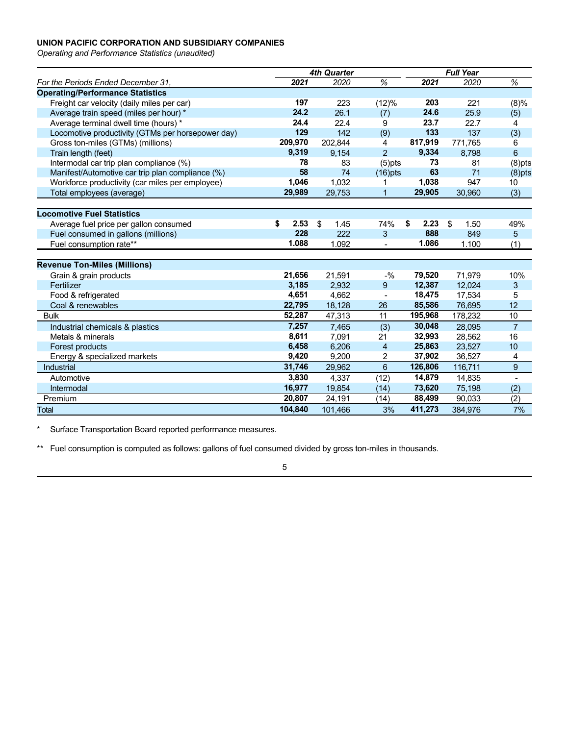**UNION PACIFIC CORPORATION AND SUBSIDIARY COMPANIES**

*Operating and Performance Statistics (unaudited)*

| *For the Periods Ended December 31,* | *4th Quarter* | | | *Full Year* | | |
|---|---|---|---|---|---|---|
| | ***2021*** | *2020* | *%* | ***2021*** | *2020* | *%* |
| **Operating/Performance Statistics** | | | | | | |
| Freight car velocity (daily miles per car) | **197** | 223 | (12)% | **203** | 221 | (8)% |
| Average train speed (miles per hour) * | **24.2** | 26.1 | (7) | **24.6** | 25.9 | (5) |
| Average terminal dwell time (hours) * | **24.4** | 22.4 | 9 | **23.7** | 22.7 | 4 |
| Locomotive productivity (GTMs per horsepower day) | **129** | 142 | (9) | **133** | 137 | (3) |
| Gross ton-miles (GTMs) (millions) | **209,970** | 202,844 | 4 | **817,919** | 771,765 | 6 |
| Train length (feet) | **9,319** | 9,154 | 2 | **9,334** | 8,798 | 6 |
| Intermodal car trip plan compliance (%) | **78** | 83 | (5)pts | **73** | 81 | (8)pts |
| Manifest/Automotive car trip plan compliance (%) | **58** | 74 | (16)pts | **63** | 71 | (8)pts |
| Workforce productivity (car miles per employee) | **1,046** | 1,032 | 1 | **1,038** | 947 | 10 |
| Total employees (average) | **29,989** | 29,753 | 1 | **29,905** | 30,960 | (3) |
| **Locomotive Fuel Statistics** | | | | | | |
| Average fuel price per gallon consumed | **$ 2.53** | $ 1.45 | 74% | **$ 2.23** | $ 1.50 | 49% |
| Fuel consumed in gallons (millions) | **228** | 222 | 3 | **888** | 849 | 5 |
| Fuel consumption rate** | **1.088** | 1.092 | - | **1.086** | 1.100 | (1) |
| **Revenue Ton-Miles (Millions)** | | | | | | |
| Grain & grain products | **21,656** | 21,591 | -% | **79,520** | 71,979 | 10% |
| Fertilizer | **3,185** | 2,932 | 9 | **12,387** | 12,024 | 3 |
| Food & refrigerated | **4,651** | 4,662 | - | **18,475** | 17,534 | 5 |
| Coal & renewables | **22,795** | 18,128 | 26 | **85,586** | 76,695 | 12 |
| Bulk | **52,287** | 47,313 | 11 | **195,968** | 178,232 | 10 |
| Industrial chemicals & plastics | **7,257** | 7,465 | (3) | **30,048** | 28,095 | 7 |
| Metals & minerals | **8,611** | 7,091 | 21 | **32,993** | 28,562 | 16 |
| Forest products | **6,458** | 6,206 | 4 | **25,863** | 23,527 | 10 |
| Energy & specialized markets | **9,420** | 9,200 | 2 | **37,902** | 36,527 | 4 |
| Industrial | **31,746** | 29,962 | 6 | **126,806** | 116,711 | 9 |
| Automotive | **3,830** | 4,337 | (12) | **14,879** | 14,835 | - |
| Intermodal | **16,977** | 19,854 | (14) | **73,620** | 75,198 | (2) |
| Premium | **20,807** | 24,191 | (14) | **88,499** | 90,033 | (2) |
| Total | **104,840** | 101,466 | 3% | **411,273** | 384,976 | 7% |

\* Surface Transportation Board reported performance measures.

\*\* Fuel consumption is computed as follows: gallons of fuel consumed divided by gross ton-miles in thousands.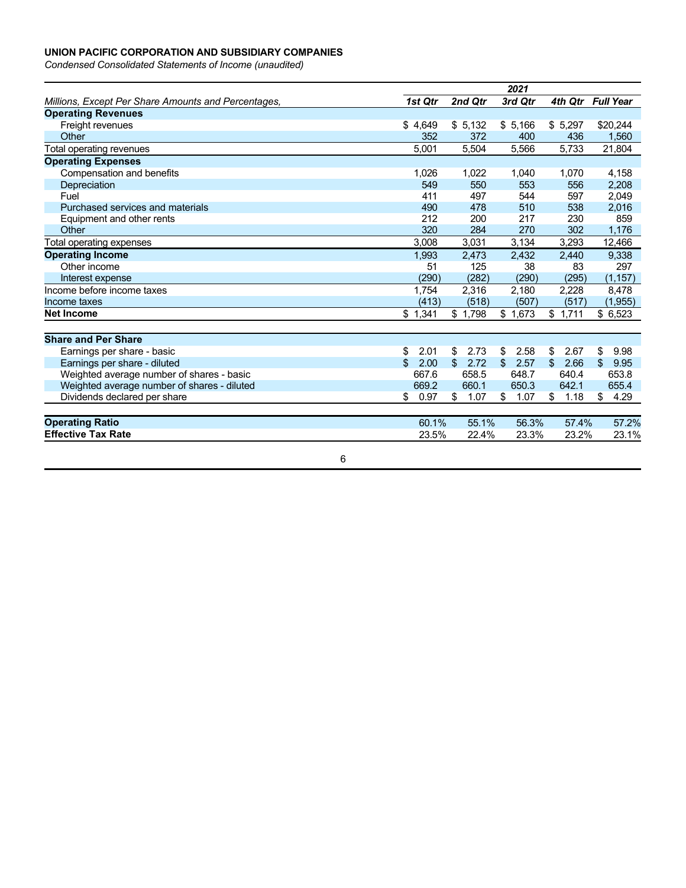**UNION PACIFIC CORPORATION AND SUBSIDIARY COMPANIES**

*Condensed Consolidated Statements of Income (unaudited)*

| | 2021 | | | | |
|---|---|---|---|---|---|
| *Millions, Except Per Share Amounts and Percentages,* | ***1st Qtr*** | ***2nd Qtr*** | ***3rd Qtr*** | ***4th Qtr*** | ***Full Year*** |
| **Operating Revenues** | | | | | |
| Freight revenues | $ 4,649 | $ 5,132 | $ 5,166 | $ 5,297 | $20,244 |
| Other | 352 | 372 | 400 | 436 | 1,560 |
| Total operating revenues | 5,001 | 5,504 | 5,566 | 5,733 | 21,804 |
| **Operating Expenses** | | | | | |
| Compensation and benefits | 1,026 | 1,022 | 1,040 | 1,070 | 4,158 |
| Depreciation | 549 | 550 | 553 | 556 | 2,208 |
| Fuel | 411 | 497 | 544 | 597 | 2,049 |
| Purchased services and materials | 490 | 478 | 510 | 538 | 2,016 |
| Equipment and other rents | 212 | 200 | 217 | 230 | 859 |
| Other | 320 | 284 | 270 | 302 | 1,176 |
| Total operating expenses | 3,008 | 3,031 | 3,134 | 3,293 | 12,466 |
| **Operating Income** | 1,993 | 2,473 | 2,432 | 2,440 | 9,338 |
| Other income | 51 | 125 | 38 | 83 | 297 |
| Interest expense | (290) | (282) | (290) | (295) | (1,157) |
| Income before income taxes | 1,754 | 2,316 | 2,180 | 2,228 | 8,478 |
| Income taxes | (413) | (518) | (507) | (517) | (1,955) |
| **Net Income** | $ 1,341 | $ 1,798 | $ 1,673 | $ 1,711 | $ 6,523 |
| | | | | | |
| **Share and Per Share** | | | | | |
| Earnings per share - basic | $ 2.01 | $ 2.73 | $ 2.58 | $ 2.67 | $ 9.98 |
| Earnings per share - diluted | $ 2.00 | $ 2.72 | $ 2.57 | $ 2.66 | $ 9.95 |
| Weighted average number of shares - basic | 667.6 | 658.5 | 648.7 | 640.4 | 653.8 |
| Weighted average number of shares - diluted | 669.2 | 660.1 | 650.3 | 642.1 | 655.4 |
| Dividends declared per share | $ 0.97 | $ 1.07 | $ 1.07 | $ 1.18 | $ 4.29 |
| | | | | | |
| **Operating Ratio** | 60.1% | 55.1% | 56.3% | 57.4% | 57.2% |
| **Effective Tax Rate** | 23.5% | 22.4% | 23.3% | 23.2% | 23.1% |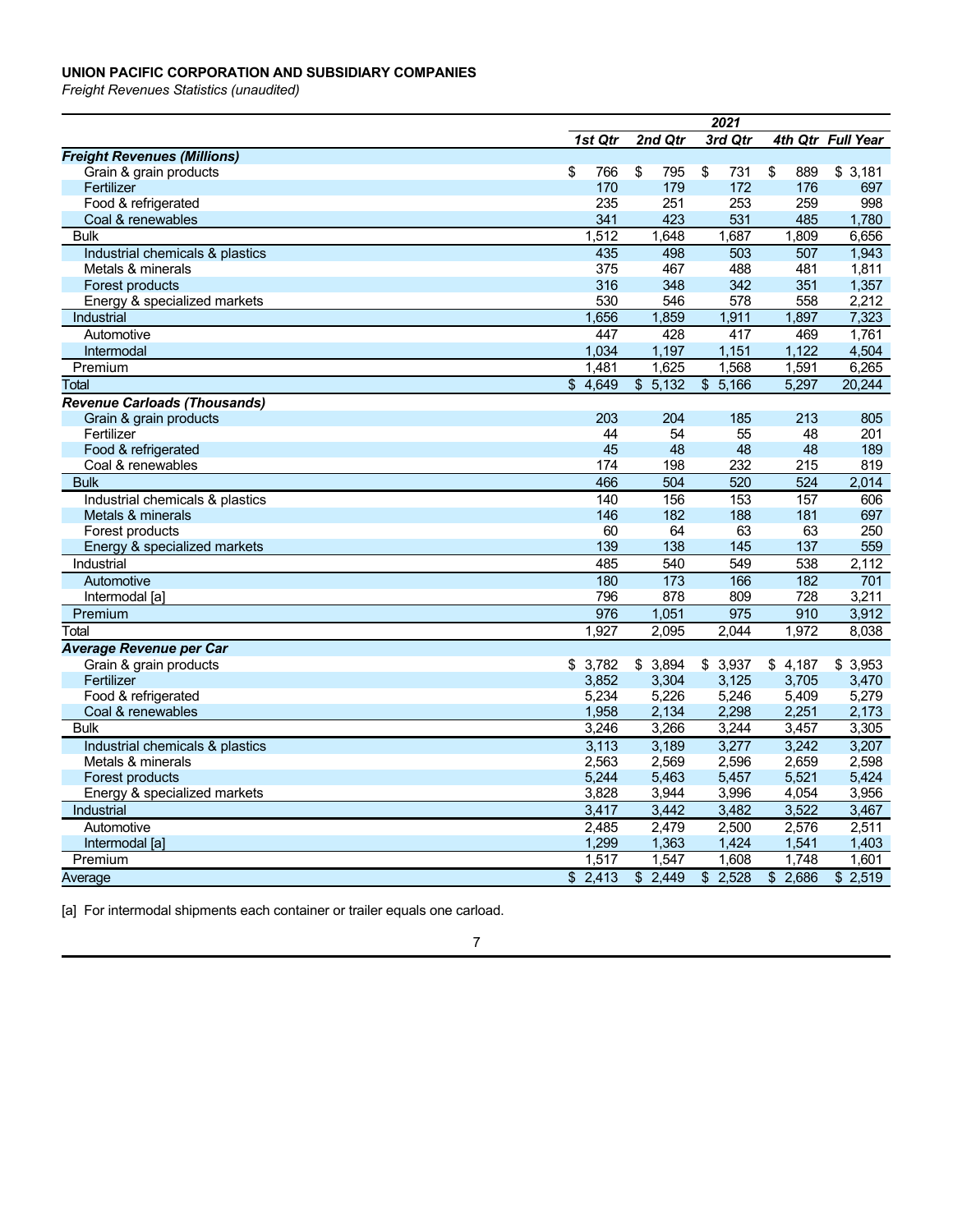**UNION PACIFIC CORPORATION AND SUBSIDIARY COMPANIES**

*Freight Revenues Statistics (unaudited)*

| | 2021 | | | | |
|---|---|---|---|---|---|
| | *1st Qtr* | *2nd Qtr* | *3rd Qtr* | *4th Qtr* | *Full Year* |
| ***Freight Revenues (Millions)*** | | | | | |
| Grain & grain products | $ 766 | $ 795 | $ 731 | $ 889 | $ 3,181 |
| Fertilizer | 170 | 179 | 172 | 176 | 697 |
| Food & refrigerated | 235 | 251 | 253 | 259 | 998 |
| Coal & renewables | 341 | 423 | 531 | 485 | 1,780 |
| Bulk | 1,512 | 1,648 | 1,687 | 1,809 | 6,656 |
| Industrial chemicals & plastics | 435 | 498 | 503 | 507 | 1,943 |
| Metals & minerals | 375 | 467 | 488 | 481 | 1,811 |
| Forest products | 316 | 348 | 342 | 351 | 1,357 |
| Energy & specialized markets | 530 | 546 | 578 | 558 | 2,212 |
| Industrial | 1,656 | 1,859 | 1,911 | 1,897 | 7,323 |
| Automotive | 447 | 428 | 417 | 469 | 1,761 |
| Intermodal | 1,034 | 1,197 | 1,151 | 1,122 | 4,504 |
| Premium | 1,481 | 1,625 | 1,568 | 1,591 | 6,265 |
| Total | $ 4,649 | $ 5,132 | $ 5,166 | 5,297 | 20,244 |
| ***Revenue Carloads (Thousands)*** | | | | | |
| Grain & grain products | 203 | 204 | 185 | 213 | 805 |
| Fertilizer | 44 | 54 | 55 | 48 | 201 |
| Food & refrigerated | 45 | 48 | 48 | 48 | 189 |
| Coal & renewables | 174 | 198 | 232 | 215 | 819 |
| Bulk | 466 | 504 | 520 | 524 | 2,014 |
| Industrial chemicals & plastics | 140 | 156 | 153 | 157 | 606 |
| Metals & minerals | 146 | 182 | 188 | 181 | 697 |
| Forest products | 60 | 64 | 63 | 63 | 250 |
| Energy & specialized markets | 139 | 138 | 145 | 137 | 559 |
| Industrial | 485 | 540 | 549 | 538 | 2,112 |
| Automotive | 180 | 173 | 166 | 182 | 701 |
| Intermodal [a] | 796 | 878 | 809 | 728 | 3,211 |
| Premium | 976 | 1,051 | 975 | 910 | 3,912 |
| Total | 1,927 | 2,095 | 2,044 | 1,972 | 8,038 |
| ***Average Revenue per Car*** | | | | | |
| Grain & grain products | $ 3,782 | $ 3,894 | $ 3,937 | $ 4,187 | $ 3,953 |
| Fertilizer | 3,852 | 3,304 | 3,125 | 3,705 | 3,470 |
| Food & refrigerated | 5,234 | 5,226 | 5,246 | 5,409 | 5,279 |
| Coal & renewables | 1,958 | 2,134 | 2,298 | 2,251 | 2,173 |
| Bulk | 3,246 | 3,266 | 3,244 | 3,457 | 3,305 |
| Industrial chemicals & plastics | 3,113 | 3,189 | 3,277 | 3,242 | 3,207 |
| Metals & minerals | 2,563 | 2,569 | 2,596 | 2,659 | 2,598 |
| Forest products | 5,244 | 5,463 | 5,457 | 5,521 | 5,424 |
| Energy & specialized markets | 3,828 | 3,944 | 3,996 | 4,054 | 3,956 |
| Industrial | 3,417 | 3,442 | 3,482 | 3,522 | 3,467 |
| Automotive | 2,485 | 2,479 | 2,500 | 2,576 | 2,511 |
| Intermodal [a] | 1,299 | 1,363 | 1,424 | 1,541 | 1,403 |
| Premium | 1,517 | 1,547 | 1,608 | 1,748 | 1,601 |
| Average | $ 2,413 | $ 2,449 | $ 2,528 | $ 2,686 | $ 2,519 |

[a] For intermodal shipments each container or trailer equals one carload.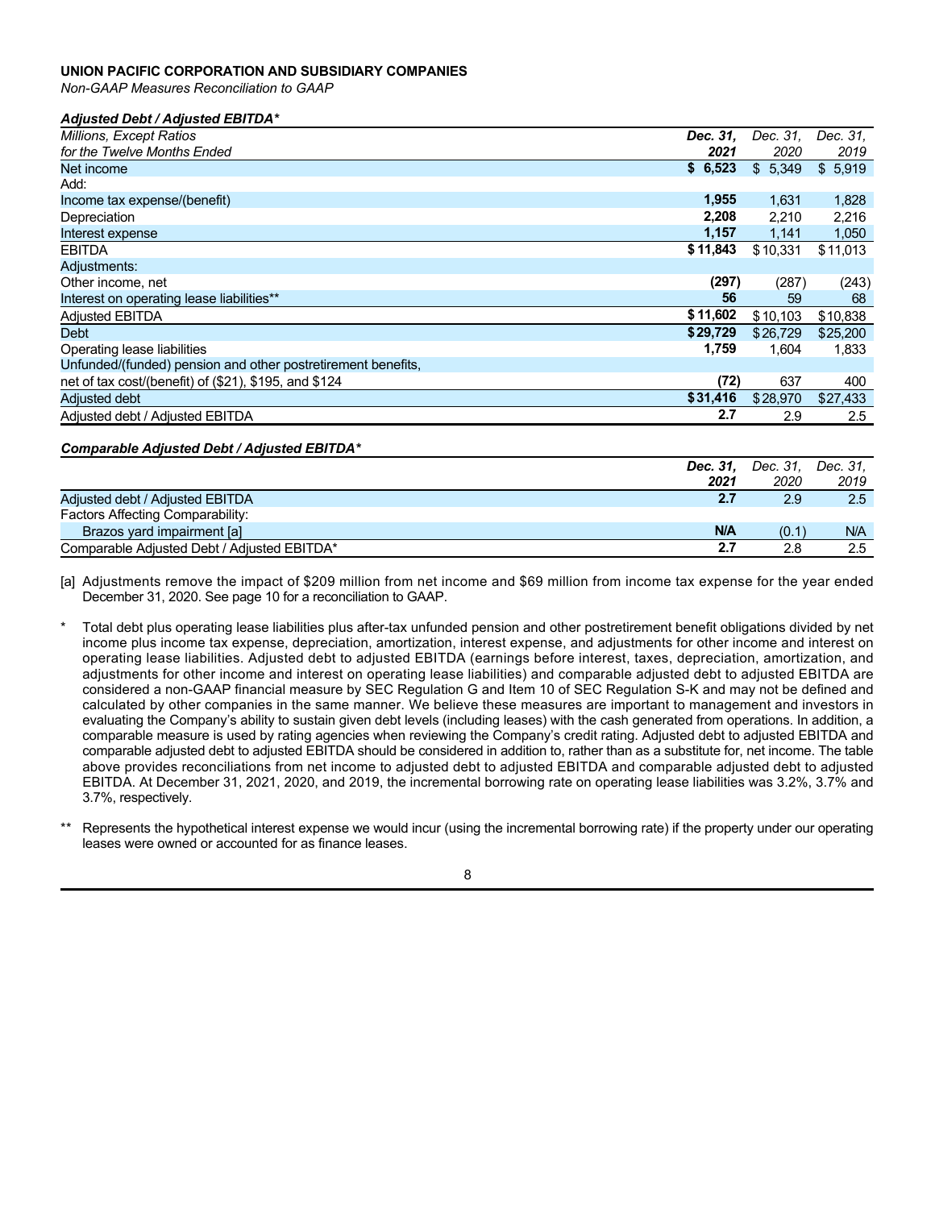**UNION PACIFIC CORPORATION AND SUBSIDIARY COMPANIES**

*Non-GAAP Measures Reconciliation to GAAP*

***Adjusted Debt / Adjusted EBITDA****

| *Millions, Except Ratios for the Twelve Months Ended* | ***Dec. 31, 2021*** | *Dec. 31, 2020* | *Dec. 31, 2019* |
|---|---|---|---|
| Net income | **$ 6,523** | $ 5,349 | $ 5,919 |
| Add: | | | |
| Income tax expense/(benefit) | **1,955** | 1,631 | 1,828 |
| Depreciation | **2,208** | 2,210 | 2,216 |
| Interest expense | **1,157** | 1,141 | 1,050 |
| EBITDA | **$ 11,843** | $ 10,331 | $ 11,013 |
| Adjustments: | | | |
| Other income, net | **(297)** | (287) | (243) |
| Interest on operating lease liabilities** | **56** | 59 | 68 |
| Adjusted EBITDA | **$ 11,602** | $ 10,103 | $ 10,838 |
| Debt | **$ 29,729** | $ 26,729 | $ 25,200 |
| Operating lease liabilities | **1,759** | 1,604 | 1,833 |
| Unfunded/(funded) pension and other postretirement benefits, net of tax cost/(benefit) of ($21), $195, and $124 | **(72)** | 637 | 400 |
| Adjusted debt | **$ 31,416** | $ 28,970 | $ 27,433 |
| Adjusted debt / Adjusted EBITDA | **2.7** | 2.9 | 2.5 |

***Comparable Adjusted Debt / Adjusted EBITDA****

| | ***Dec. 31, 2021*** | *Dec. 31, 2020* | *Dec. 31, 2019* |
|---|---|---|---|
| Adjusted debt / Adjusted EBITDA | **2.7** | 2.9 | 2.5 |
| Factors Affecting Comparability: | | | |
| Brazos yard impairment [a] | **N/A** | (0.1) | N/A |
| Comparable Adjusted Debt / Adjusted EBITDA* | **2.7** | 2.8 | 2.5 |

[a] Adjustments remove the impact of $209 million from net income and $69 million from income tax expense for the year ended December 31, 2020. See page 10 for a reconciliation to GAAP.

\* Total debt plus operating lease liabilities plus after-tax unfunded pension and other postretirement benefit obligations divided by net income plus income tax expense, depreciation, amortization, interest expense, and adjustments for other income and interest on operating lease liabilities. Adjusted debt to adjusted EBITDA (earnings before interest, taxes, depreciation, amortization, and adjustments for other income and interest on operating lease liabilities) and comparable adjusted debt to adjusted EBITDA are considered a non-GAAP financial measure by SEC Regulation G and Item 10 of SEC Regulation S-K and may not be defined and calculated by other companies in the same manner. We believe these measures are important to management and investors in evaluating the Company's ability to sustain given debt levels (including leases) with the cash generated from operations. In addition, a comparable measure is used by rating agencies when reviewing the Company's credit rating. Adjusted debt to adjusted EBITDA and comparable adjusted debt to adjusted EBITDA should be considered in addition to, rather than as a substitute for, net income. The table above provides reconciliations from net income to adjusted debt to adjusted EBITDA and comparable adjusted debt to adjusted EBITDA. At December 31, 2021, 2020, and 2019, the incremental borrowing rate on operating lease liabilities was 3.2%, 3.7% and 3.7%, respectively.

\*\* Represents the hypothetical interest expense we would incur (using the incremental borrowing rate) if the property under our operating leases were owned or accounted for as finance leases.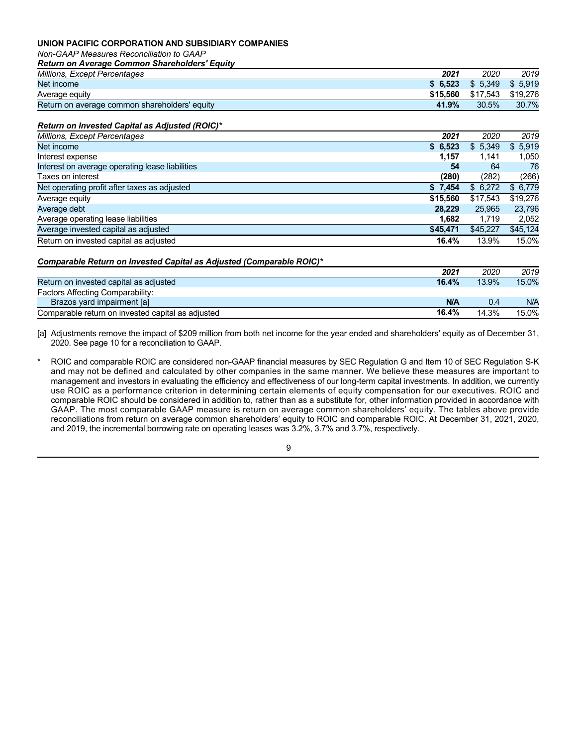**UNION PACIFIC CORPORATION AND SUBSIDIARY COMPANIES**

*Non-GAAP Measures Reconciliation to GAAP*

***Return on Average Common Shareholders' Equity***

| *Millions, Except Percentages* | ***2021*** | *2020* | *2019* |
|---|---|---|---|
| Net income | **$ 6,523** | $ 5,349 | $ 5,919 |
| Average equity | **$15,560** | $17,543 | $19,276 |
| Return on average common shareholders' equity | **41.9%** | 30.5% | 30.7% |

***Return on Invested Capital as Adjusted (ROIC)****

| *Millions, Except Percentages* | ***2021*** | *2020* | *2019* |
|---|---|---|---|
| Net income | **$ 6,523** | $ 5,349 | $ 5,919 |
| Interest expense | **1,157** | 1,141 | 1,050 |
| Interest on average operating lease liabilities | **54** | 64 | 76 |
| Taxes on interest | **(280)** | (282) | (266) |
| Net operating profit after taxes as adjusted | **$ 7,454** | $ 6,272 | $ 6,779 |
| Average equity | **$15,560** | $17,543 | $19,276 |
| Average debt | **28,229** | 25,965 | 23,796 |
| Average operating lease liabilities | **1,682** | 1,719 | 2,052 |
| Average invested capital as adjusted | **$45,471** | $45,227 | $45,124 |
| Return on invested capital as adjusted | **16.4%** | 13.9% | 15.0% |

***Comparable Return on Invested Capital as Adjusted (Comparable ROIC)****

| | ***2021*** | *2020* | *2019* |
|---|---|---|---|
| Return on invested capital as adjusted | **16.4%** | 13.9% | 15.0% |
| Factors Affecting Comparability: | | | |
| Brazos yard impairment [a] | **N/A** | 0.4 | N/A |
| Comparable return on invested capital as adjusted | **16.4%** | 14.3% | 15.0% |

[a] Adjustments remove the impact of $209 million from both net income for the year ended and shareholders' equity as of December 31, 2020. See page 10 for a reconciliation to GAAP.

\* ROIC and comparable ROIC are considered non-GAAP financial measures by SEC Regulation G and Item 10 of SEC Regulation S-K and may not be defined and calculated by other companies in the same manner. We believe these measures are important to management and investors in evaluating the efficiency and effectiveness of our long-term capital investments. In addition, we currently use ROIC as a performance criterion in determining certain elements of equity compensation for our executives. ROIC and comparable ROIC should be considered in addition to, rather than as a substitute for, other information provided in accordance with GAAP. The most comparable GAAP measure is return on average common shareholders' equity. The tables above provide reconciliations from return on average common shareholders' equity to ROIC and comparable ROIC. At December 31, 2021, 2020, and 2019, the incremental borrowing rate on operating leases was 3.2%, 3.7% and 3.7%, respectively.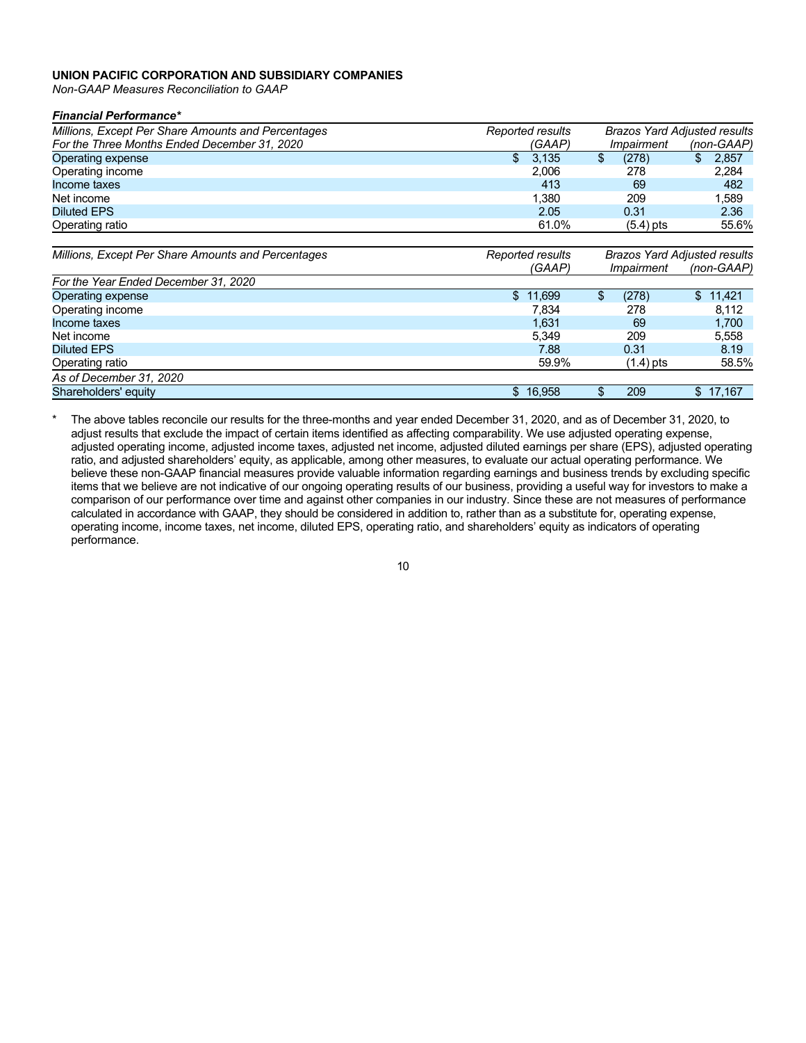**UNION PACIFIC CORPORATION AND SUBSIDIARY COMPANIES**
*Non-GAAP Measures Reconciliation to GAAP*

***Financial Performance****

| *Millions, Except Per Share Amounts and Percentages* | *Reported results* | *Brazos Yard* | *Adjusted results* |
|---|---|---|---|
| *For the Three Months Ended December 31, 2020* | *(GAAP)* | *Impairment* | *(non-GAAP)* |
| Operating expense | $ 3,135 | $ (278) | $ 2,857 |
| Operating income | 2,006 | 278 | 2,284 |
| Income taxes | 413 | 69 | 482 |
| Net income | 1,380 | 209 | 1,589 |
| Diluted EPS | 2.05 | 0.31 | 2.36 |
| Operating ratio | 61.0% | (5.4) pts | 55.6% |

| *Millions, Except Per Share Amounts and Percentages* | *Reported results (GAAP)* | *Brazos Yard Impairment* | *Adjusted results (non-GAAP)* |
|---|---|---|---|
| *For the Year Ended December 31, 2020* | | | |
| Operating expense | $ 11,699 | $ (278) | $ 11,421 |
| Operating income | 7,834 | 278 | 8,112 |
| Income taxes | 1,631 | 69 | 1,700 |
| Net income | 5,349 | 209 | 5,558 |
| Diluted EPS | 7.88 | 0.31 | 8.19 |
| Operating ratio | 59.9% | (1.4) pts | 58.5% |
| *As of December 31, 2020* | | | |
| Shareholders' equity | $ 16,958 | $ 209 | $ 17,167 |

\* The above tables reconcile our results for the three-months and year ended December 31, 2020, and as of December 31, 2020, to adjust results that exclude the impact of certain items identified as affecting comparability. We use adjusted operating expense, adjusted operating income, adjusted income taxes, adjusted net income, adjusted diluted earnings per share (EPS), adjusted operating ratio, and adjusted shareholders' equity, as applicable, among other measures, to evaluate our actual operating performance. We believe these non-GAAP financial measures provide valuable information regarding earnings and business trends by excluding specific items that we believe are not indicative of our ongoing operating results of our business, providing a useful way for investors to make a comparison of our performance over time and against other companies in our industry. Since these are not measures of performance calculated in accordance with GAAP, they should be considered in addition to, rather than as a substitute for, operating expense, operating income, income taxes, net income, diluted EPS, operating ratio, and shareholders' equity as indicators of operating performance.